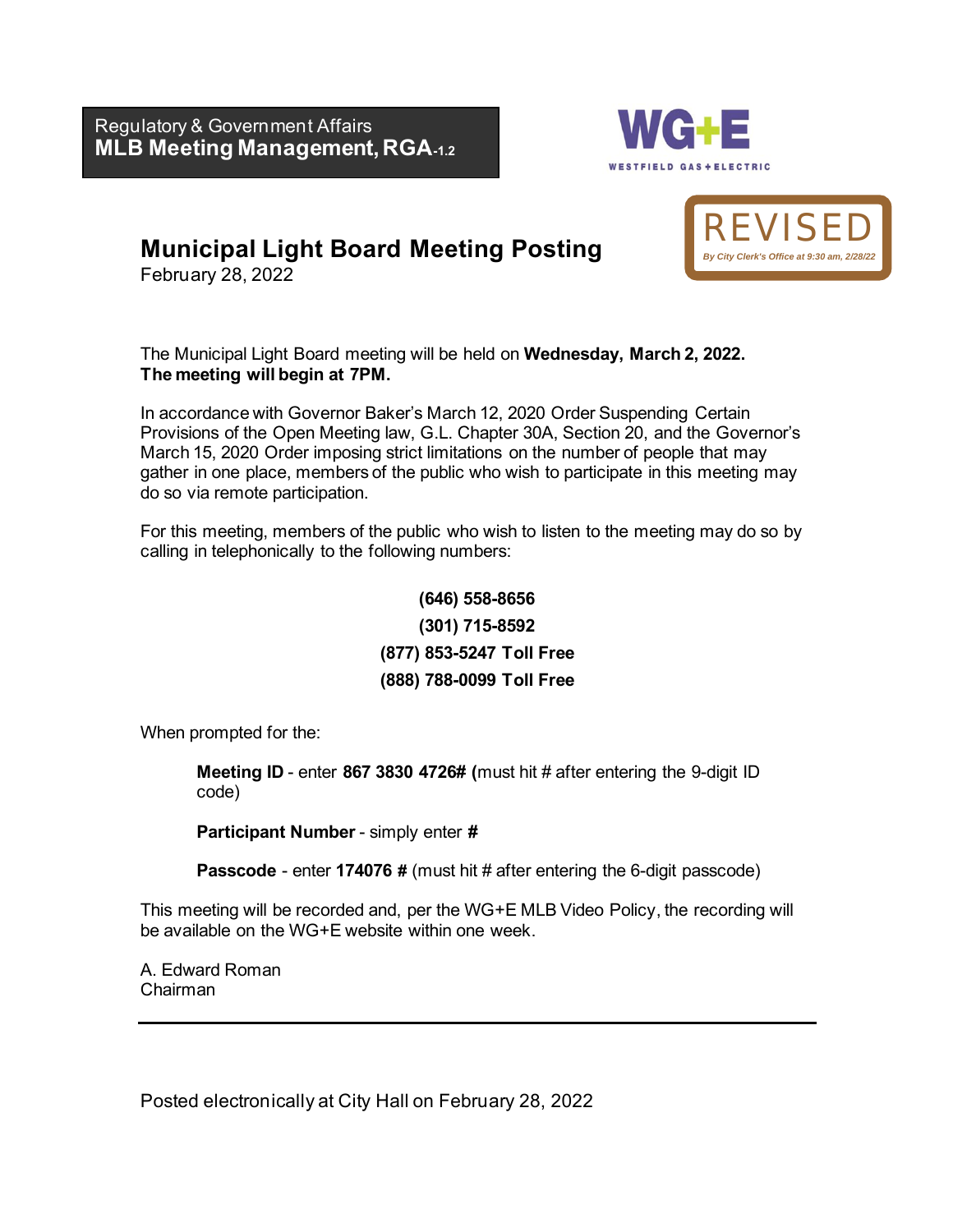Regulatory & Government Affairs
**MLB Meeting Management, RGA-1.2**

WG+E
WESTFIELD GAS + ELECTRIC

REVISED
*By City Clerk's Office at 9:30 am, 2/28/22*

# Municipal Light Board Meeting Posting

February 28, 2022

The Municipal Light Board meeting will be held on **Wednesday, March 2, 2022. The meeting will begin at 7PM.**

In accordance with Governor Baker's March 12, 2020 Order Suspending Certain Provisions of the Open Meeting law, G.L. Chapter 30A, Section 20, and the Governor's March 15, 2020 Order imposing strict limitations on the number of people that may gather in one place, members of the public who wish to participate in this meeting may do so via remote participation.

For this meeting, members of the public who wish to listen to the meeting may do so by calling in telephonically to the following numbers:

**(646) 558-8656**
**(301) 715-8592**
**(877) 853-5247 Toll Free**
**(888) 788-0099 Toll Free**

When prompted for the:

**Meeting ID** - enter **867 3830 4726# (**must hit # after entering the 9-digit ID code)

**Participant Number** - simply enter **#**

**Passcode** - enter **174076 #** (must hit # after entering the 6-digit passcode)

This meeting will be recorded and, per the WG+E MLB Video Policy, the recording will be available on the WG+E website within one week.

A. Edward Roman
Chairman

---

Posted electronically at City Hall on February 28, 2022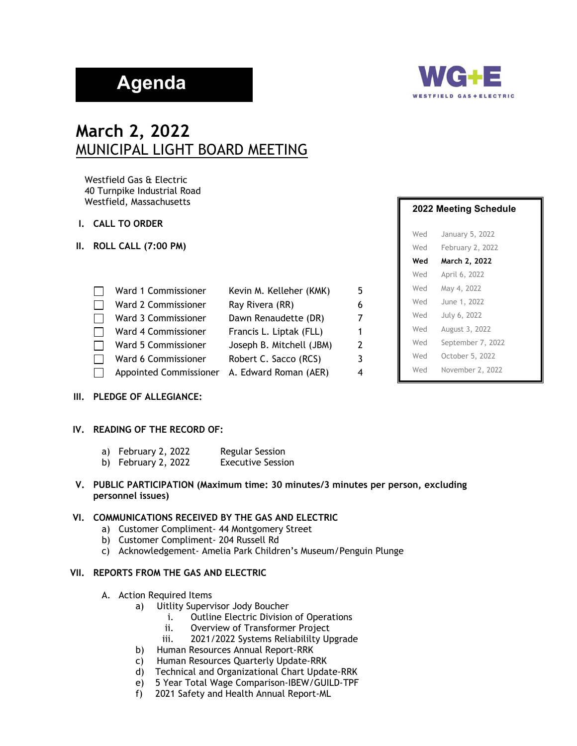# Agenda

**WG+E**
WESTFIELD GAS + ELECTRIC

## March 2, 2022
## MUNICIPAL LIGHT BOARD MEETING

Westfield Gas & Electric
40 Turnpike Industrial Road
Westfield, Massachusetts

**2022 Meeting Schedule**

| | |
|---|---|
| Wed | January 5, 2022 |
| Wed | February 2, 2022 |
| **Wed** | **March 2, 2022** |
| Wed | April 6, 2022 |
| Wed | May 4, 2022 |
| Wed | June 1, 2022 |
| Wed | July 6, 2022 |
| Wed | August 3, 2022 |
| Wed | September 7, 2022 |
| Wed | October 5, 2022 |
| Wed | November 2, 2022 |

**I. CALL TO ORDER**

**II. ROLL CALL (7:00 PM)**

| | | | |
|---|---|---|---|
| ☐ | Ward 1 Commissioner | Kevin M. Kelleher (KMK) | 5 |
| ☐ | Ward 2 Commissioner | Ray Rivera (RR) | 6 |
| ☐ | Ward 3 Commissioner | Dawn Renaudette (DR) | 7 |
| ☐ | Ward 4 Commissioner | Francis L. Liptak (FLL) | 1 |
| ☐ | Ward 5 Commissioner | Joseph B. Mitchell (JBM) | 2 |
| ☐ | Ward 6 Commissioner | Robert C. Sacco (RCS) | 3 |
| ☐ | Appointed Commissioner | A. Edward Roman (AER) | 4 |

**III. PLEDGE OF ALLEGIANCE:**

**IV. READING OF THE RECORD OF:**

a) February 2, 2022 Regular Session
b) February 2, 2022 Executive Session

**V. PUBLIC PARTICIPATION (Maximum time: 30 minutes/3 minutes per person, excluding personnel issues)**

**VI. COMMUNICATIONS RECEIVED BY THE GAS AND ELECTRIC**

a) Customer Compliment- 44 Montgomery Street
b) Customer Compliment- 204 Russell Rd
c) Acknowledgement- Amelia Park Children's Museum/Penguin Plunge

**VII. REPORTS FROM THE GAS AND ELECTRIC**

A. Action Required Items
   a) Uitlity Supervisor Jody Boucher
      i. Outline Electric Division of Operations
      ii. Overview of Transformer Project
      iii. 2021/2022 Systems Reliabililty Upgrade
   b) Human Resources Annual Report-RRK
   c) Human Resources Quarterly Update-RRK
   d) Technical and Organizational Chart Update-RRK
   e) 5 Year Total Wage Comparison-IBEW/GUILD-TPF
   f) 2021 Safety and Health Annual Report-ML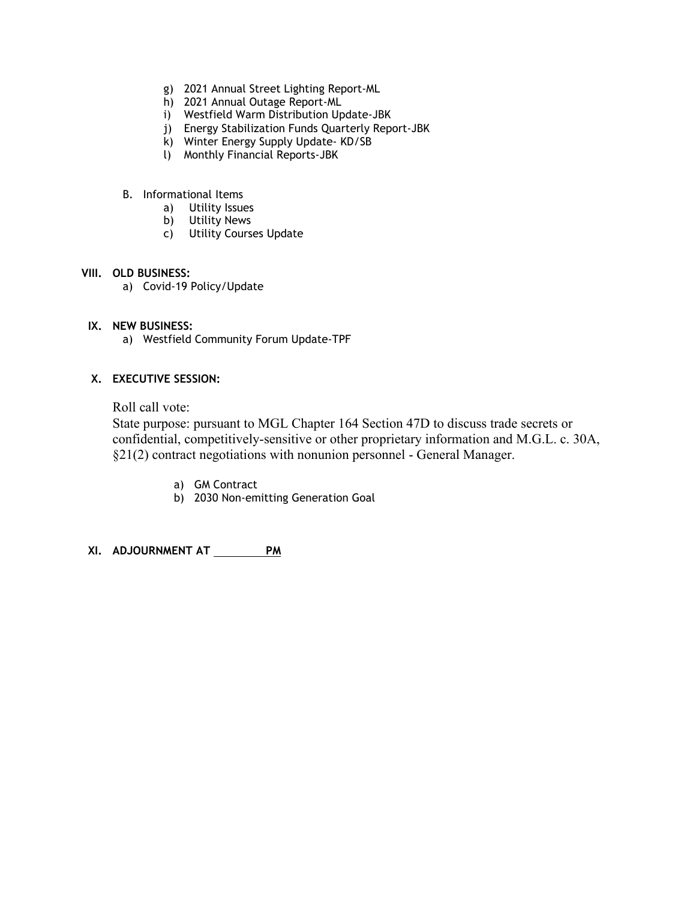g) 2021 Annual Street Lighting Report-ML
h) 2021 Annual Outage Report-ML
i) Westfield Warm Distribution Update-JBK
j) Energy Stabilization Funds Quarterly Report-JBK
k) Winter Energy Supply Update- KD/SB
l) Monthly Financial Reports-JBK

B. Informational Items
   a) Utility Issues
   b) Utility News
   c) Utility Courses Update

**VIII. OLD BUSINESS:**

a) Covid-19 Policy/Update

**IX. NEW BUSINESS:**

a) Westfield Community Forum Update-TPF

**X. EXECUTIVE SESSION:**

Roll call vote:
State purpose: pursuant to MGL Chapter 164 Section 47D to discuss trade secrets or confidential, competitively-sensitive or other proprietary information and M.G.L. c. 30A, §21(2) contract negotiations with nonunion personnel - General Manager.

a) GM Contract
b) 2030 Non-emitting Generation Goal

**XI. ADJOURNMENT AT ________ PM**